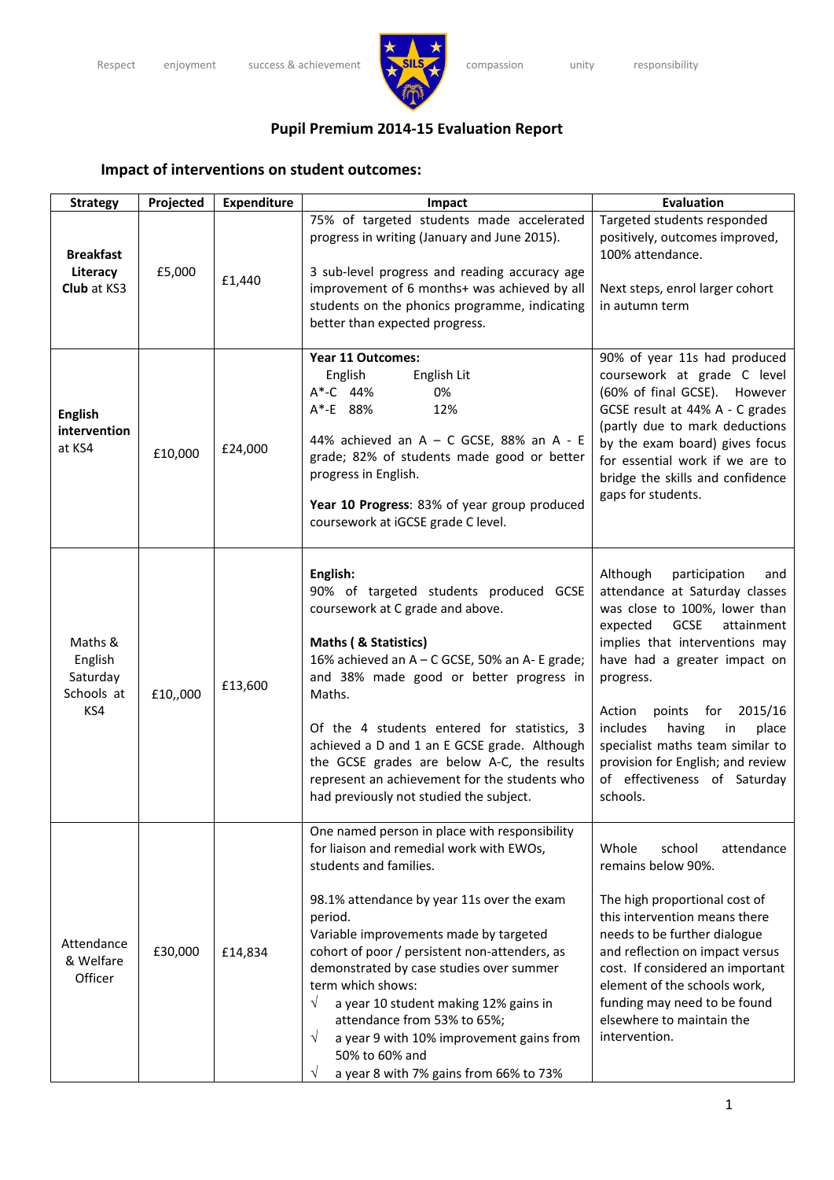Respect enjoyment success & achievement compassion unity responsibility

## Pupil Premium 2014-15 Evaluation Report

### Impact of interventions on student outcomes:

| Strategy | Projected | Expenditure | Impact | Evaluation |
|---|---|---|---|---|
| **Breakfast Literacy Club** at KS3 | £5,000 | £1,440 | 75% of targeted students made accelerated progress in writing (January and June 2015).<br><br>3 sub-level progress and reading accuracy age improvement of 6 months+ was achieved by all students on the phonics programme, indicating better than expected progress. | Targeted students responded positively, outcomes improved, 100% attendance.<br><br>Next steps, enrol larger cohort in autumn term |
| **English intervention** at KS4 | £10,000 | £24,000 | **Year 11 Outcomes:**<br>English / English Lit<br>A*-C 44% / 0%<br>A*-E 88% / 12%<br><br>44% achieved an A – C GCSE, 88% an A - E grade; 82% of students made good or better progress in English.<br><br>**Year 10 Progress**: 83% of year group produced coursework at iGCSE grade C level. | 90% of year 11s had produced coursework at grade C level (60% of final GCSE). However GCSE result at 44% A - C grades (partly due to mark deductions by the exam board) gives focus for essential work if we are to bridge the skills and confidence gaps for students. |
| Maths & English Saturday Schools at KS4 | £10,,000 | £13,600 | **English:**<br>90% of targeted students produced GCSE coursework at C grade and above.<br><br>**Maths ( & Statistics)**<br>16% achieved an A – C GCSE, 50% an A- E grade; and 38% made good or better progress in Maths.<br><br>Of the 4 students entered for statistics, 3 achieved a D and 1 an E GCSE grade. Although the GCSE grades are below A-C, the results represent an achievement for the students who had previously not studied the subject. | Although participation and attendance at Saturday classes was close to 100%, lower than expected GCSE attainment implies that interventions may have had a greater impact on progress.<br><br>Action points for 2015/16 includes having in place specialist maths team similar to provision for English; and review of effectiveness of Saturday schools. |
| Attendance & Welfare Officer | £30,000 | £14,834 | One named person in place with responsibility for liaison and remedial work with EWOs, students and families.<br><br>98.1% attendance by year 11s over the exam period.<br>Variable improvements made by targeted cohort of poor / persistent non-attenders, as demonstrated by case studies over summer term which shows:<br>√ a year 10 student making 12% gains in attendance from 53% to 65%;<br>√ a year 9 with 10% improvement gains from 50% to 60% and<br>√ a year 8 with 7% gains from 66% to 73% | Whole school attendance remains below 90%.<br><br>The high proportional cost of this intervention means there needs to be further dialogue and reflection on impact versus cost. If considered an important element of the schools work, funding may need to be found elsewhere to maintain the intervention. |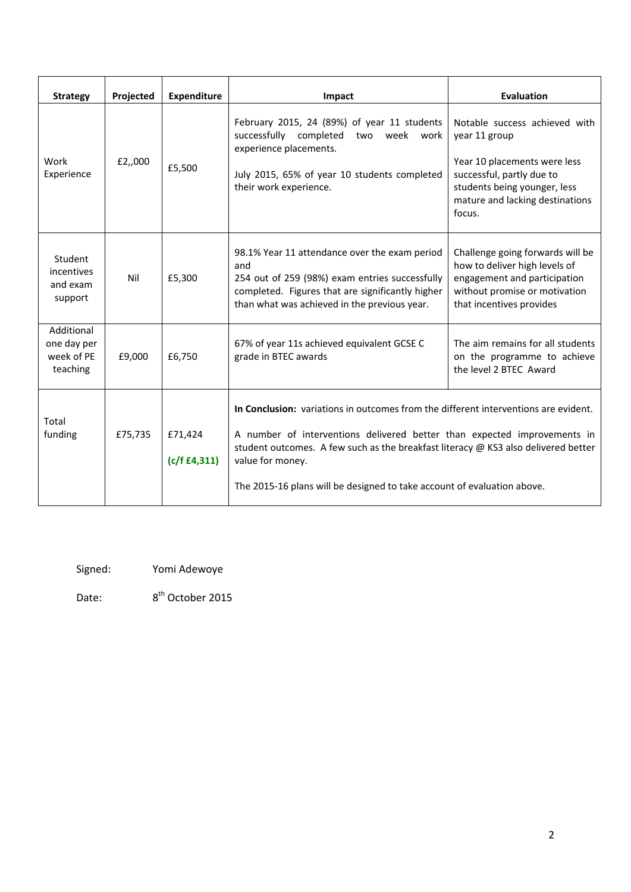| Strategy | Projected | Expenditure | Impact | Evaluation |
|---|---|---|---|---|
| Work Experience | £2,,000 | £5,500 | February 2015, 24 (89%) of year 11 students successfully completed two week work experience placements.<br><br>July 2015, 65% of year 10 students completed their work experience. | Notable success achieved with year 11 group<br><br>Year 10 placements were less successful, partly due to students being younger, less mature and lacking destinations focus. |
| Student incentives and exam support | Nil | £5,300 | 98.1% Year 11 attendance over the exam period and<br>254 out of 259 (98%) exam entries successfully completed. Figures that are significantly higher than what was achieved in the previous year. | Challenge going forwards will be how to deliver high levels of engagement and participation without promise or motivation that incentives provides |
| Additional one day per week of PE teaching | £9,000 | £6,750 | 67% of year 11s achieved equivalent GCSE C grade in BTEC awards | The aim remains for all students on the programme to achieve the level 2 BTEC Award |
| Total funding | £75,735 | £71,424<br><br>**(c/f £4,311)** | **In Conclusion:** variations in outcomes from the different interventions are evident.<br><br>A number of interventions delivered better than expected improvements in student outcomes. A few such as the breakfast literacy @ KS3 also delivered better value for money.<br><br>The 2015-16 plans will be designed to take account of evaluation above. | |

Signed: Yomi Adewoye

Date: 8th October 2015